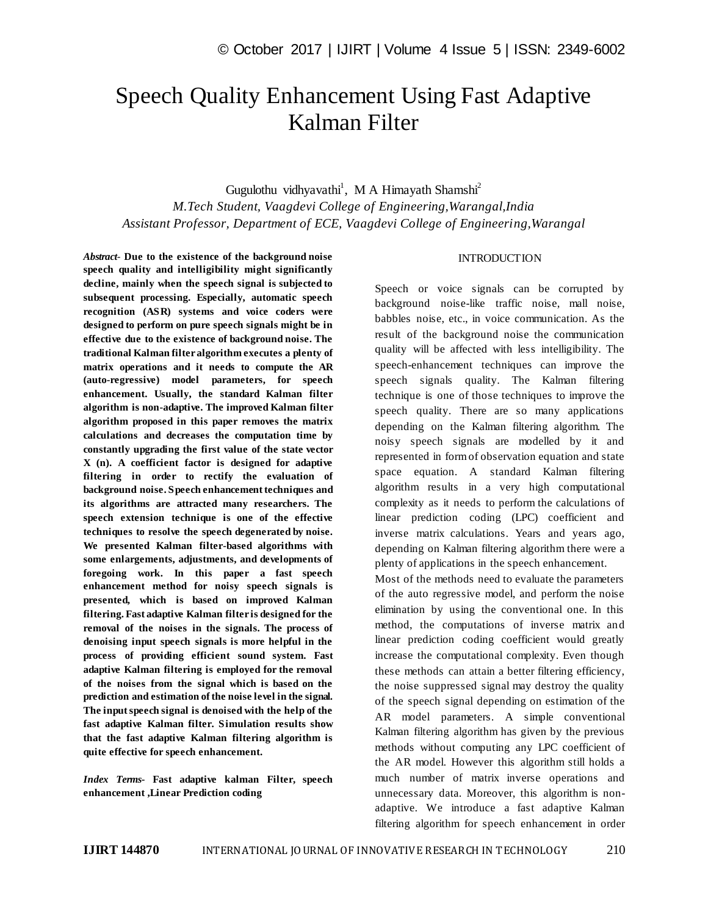# Speech Quality Enhancement Using Fast Adaptive Kalman Filter

Gugulothu vidhyavathi[1], M A Himayath Shamshi[2]

*[1]M.Tech Student, Vaagdevi College of Engineering,Warangal,India*

*[2]Assistant Professor, Department of ECE, Vaagdevi College of Engineering,Warangal*

***Abstract-*** **Due to the existence of the background noise speech quality and intelligibility might significantly decline, mainly when the speech signal is subjected to subsequent processing. Especially, automatic speech recognition (ASR) systems and voice coders were designed to perform on pure speech signals might be in effective due to the existence of background noise. The traditional Kalman filter algorithm executes a plenty of matrix operations and it needs to compute the AR (auto-regressive) model parameters, for speech enhancement. Usually, the standard Kalman filter algorithm is non-adaptive. The improved Kalman filter algorithm proposed in this paper removes the matrix calculations and decreases the computation time by constantly upgrading the first value of the state vector X (n). A coefficient factor is designed for adaptive filtering in order to rectify the evaluation of background noise. Speech enhancement techniques and its algorithms are attracted many researchers. The speech extension technique is one of the effective techniques to resolve the speech degenerated by noise. We presented Kalman filter-based algorithms with some enlargements, adjustments, and developments of foregoing work. In this paper a fast speech enhancement method for noisy speech signals is presented, which is based on improved Kalman filtering. Fast adaptive Kalman filter is designed for the removal of the noises in the signals. The process of denoising input speech signals is more helpful in the process of providing efficient sound system. Fast adaptive Kalman filtering is employed for the removal of the noises from the signal which is based on the prediction and estimation of the noise level in the signal. The input speech signal is denoised with the help of the fast adaptive Kalman filter. Simulation results show that the fast adaptive Kalman filtering algorithm is quite effective for speech enhancement.**

***Index Terms-*** **Fast adaptive kalman Filter, speech enhancement ,Linear Prediction coding**

## INTRODUCTION

Speech or voice signals can be corrupted by background noise-like traffic noise, mall noise, babbles noise, etc., in voice communication. As the result of the background noise the communication quality will be affected with less intelligibility. The speech-enhancement techniques can improve the speech signals quality. The Kalman filtering technique is one of those techniques to improve the speech quality. There are so many applications depending on the Kalman filtering algorithm. The noisy speech signals are modelled by it and represented in form of observation equation and state space equation. A standard Kalman filtering algorithm results in a very high computational complexity as it needs to perform the calculations of linear prediction coding (LPC) coefficient and inverse matrix calculations. Years and years ago, depending on Kalman filtering algorithm there were a plenty of applications in the speech enhancement.

Most of the methods need to evaluate the parameters of the auto regressive model, and perform the noise elimination by using the conventional one. In this method, the computations of inverse matrix and linear prediction coding coefficient would greatly increase the computational complexity. Even though these methods can attain a better filtering efficiency, the noise suppressed signal may destroy the quality of the speech signal depending on estimation of the AR model parameters. A simple conventional Kalman filtering algorithm has given by the previous methods without computing any LPC coefficient of the AR model. However this algorithm still holds a much number of matrix inverse operations and unnecessary data. Moreover, this algorithm is non-adaptive. We introduce a fast adaptive Kalman filtering algorithm for speech enhancement in order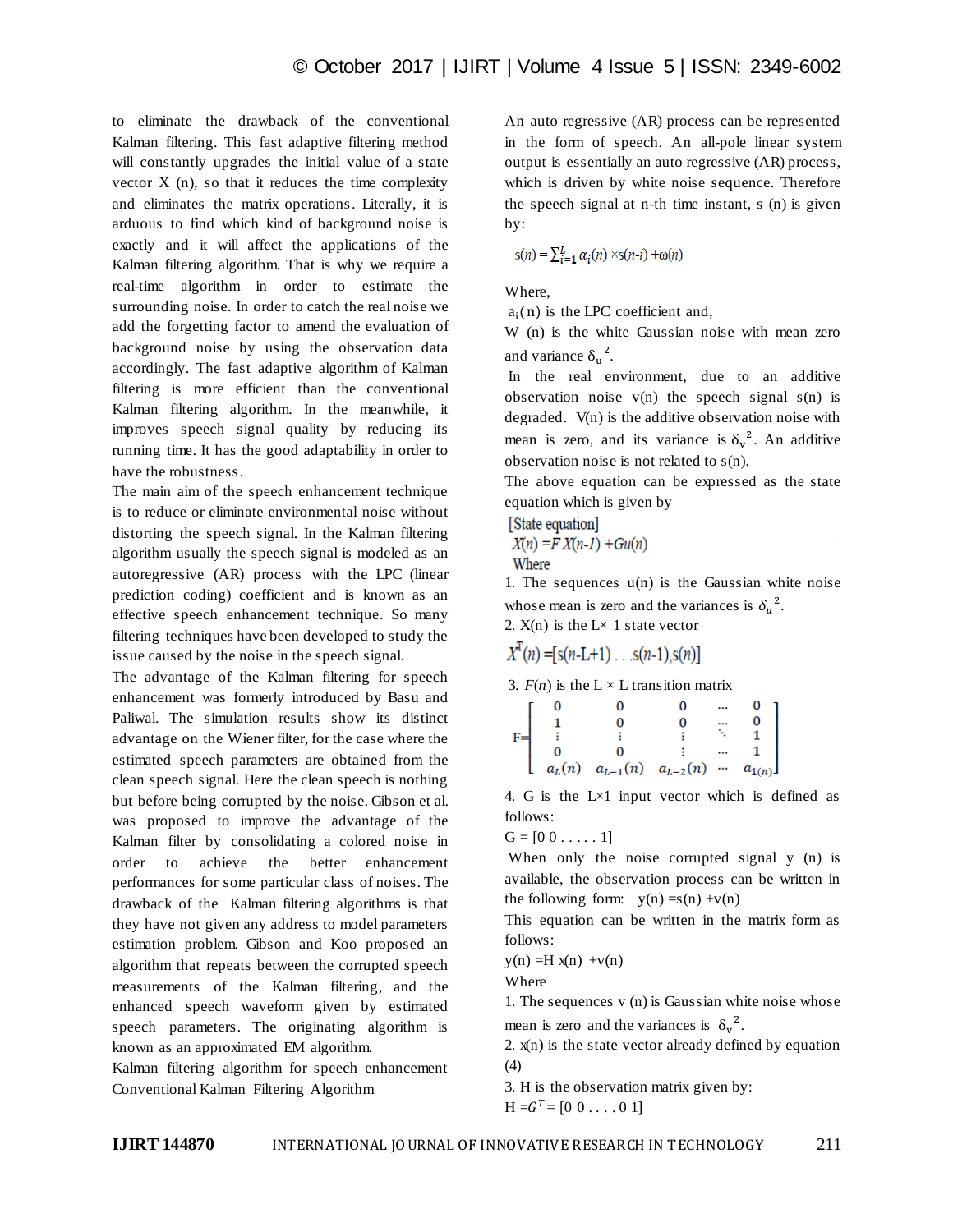to eliminate the drawback of the conventional Kalman filtering. This fast adaptive filtering method will constantly upgrades the initial value of a state vector X (n), so that it reduces the time complexity and eliminates the matrix operations. Literally, it is arduous to find which kind of background noise is exactly and it will affect the applications of the Kalman filtering algorithm. That is why we require a real-time algorithm in order to estimate the surrounding noise. In order to catch the real noise we add the forgetting factor to amend the evaluation of background noise by using the observation data accordingly. The fast adaptive algorithm of Kalman filtering is more efficient than the conventional Kalman filtering algorithm. In the meanwhile, it improves speech signal quality by reducing its running time. It has the good adaptability in order to have the robustness.

The main aim of the speech enhancement technique is to reduce or eliminate environmental noise without distorting the speech signal. In the Kalman filtering algorithm usually the speech signal is modeled as an autoregressive (AR) process with the LPC (linear prediction coding) coefficient and is known as an effective speech enhancement technique. So many filtering techniques have been developed to study the issue caused by the noise in the speech signal.

The advantage of the Kalman filtering for speech enhancement was formerly introduced by Basu and Paliwal. The simulation results show its distinct advantage on the Wiener filter, for the case where the estimated speech parameters are obtained from the clean speech signal. Here the clean speech is nothing but before being corrupted by the noise. Gibson et al. was proposed to improve the advantage of the Kalman filter by consolidating a colored noise in order to achieve the better enhancement performances for some particular class of noises. The drawback of the Kalman filtering algorithms is that they have not given any address to model parameters estimation problem. Gibson and Koo proposed an algorithm that repeats between the corrupted speech measurements of the Kalman filtering, and the enhanced speech waveform given by estimated speech parameters. The originating algorithm is known as an approximated EM algorithm.

Kalman filtering algorithm for speech enhancement

Conventional Kalman Filtering Algorithm

An auto regressive (AR) process can be represented in the form of speech. An all-pole linear system output is essentially an auto regressive (AR) process, which is driven by white noise sequence. Therefore the speech signal at n-th time instant, s (n) is given by:

$$s(n) = \sum_{i=1}^{L} \alpha_i(n) \times s(n-i) + \omega(n)$$

Where,

$a_i(n)$ is the LPC coefficient and,

W (n) is the white Gaussian noise with mean zero and variance $\delta_u^2$.

In the real environment, due to an additive observation noise v(n) the speech signal s(n) is degraded. V(n) is the additive observation noise with mean is zero, and its variance is $\delta_v^2$. An additive observation noise is not related to s(n).

The above equation can be expressed as the state equation which is given by

[State equation]

$$X(n) = F X(n-1) + Gu(n)$$

Where

1. The sequences u(n) is the Gaussian white noise whose mean is zero and the variances is $\delta_u^2$.
2. X(n) is the L× 1 state vector

$$X^T(n) = [s(n-L+1) \ldots s(n-1), s(n)]$$

3. $F(n)$ is the L × L transition matrix

$$F = \begin{bmatrix} 0 & 0 & 0 & \cdots & 0 \\ 1 & 0 & 0 & \cdots & 0 \\ \vdots & \vdots & \vdots & \ddots & 1 \\ 0 & 0 & \vdots & \cdots & 1 \\ a_L(n) & a_{L-1}(n) & a_{L-2}(n) & \cdots & a_{1(n)} \end{bmatrix}$$

4. G is the L×1 input vector which is defined as follows:

G = [0 0 . . . . . 1]

When only the noise corrupted signal y (n) is available, the observation process can be written in the following form: y(n) =s(n) +v(n)

This equation can be written in the matrix form as follows:

y(n) =H x(n) +v(n)

Where

1. The sequences v (n) is Gaussian white noise whose mean is zero and the variances is $\delta_v^2$.
2. x(n) is the state vector already defined by equation (4)
3. H is the observation matrix given by:

$H = G^T =$ [0 0 . . . . 0 1]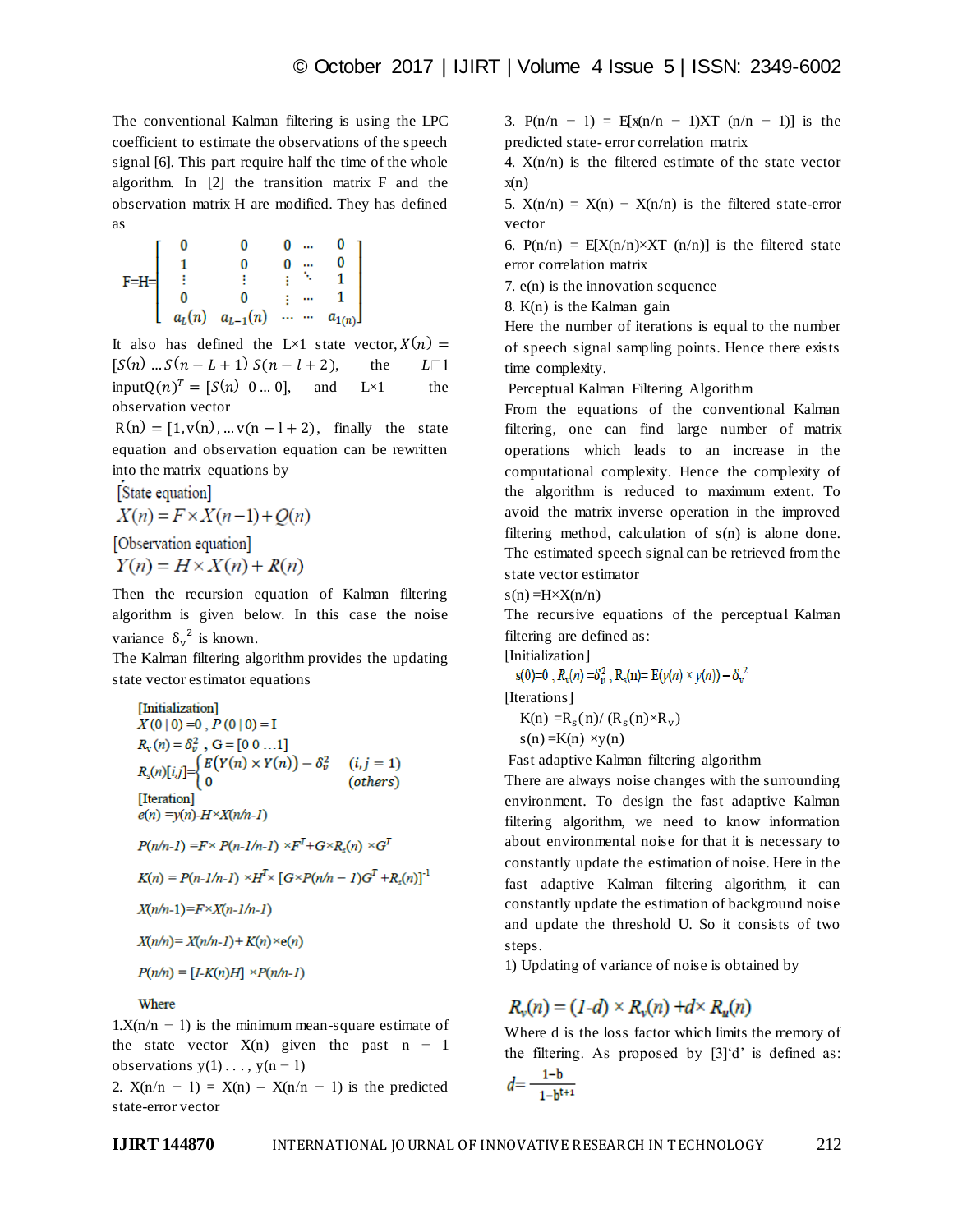The conventional Kalman filtering is using the LPC coefficient to estimate the observations of the speech signal [6]. This part require half the time of the whole algorithm. In [2] the transition matrix F and the observation matrix H are modified. They has defined as

$$F=H=\begin{bmatrix} 0 & 0 & 0 & \cdots & 0 \\ 1 & 0 & 0 & \cdots & 0 \\ \vdots & \vdots & \vdots & \ddots & 1 \\ 0 & 0 & \vdots & \cdots & 1 \\ a_L(n) & a_{L-1}(n) & \cdots & \cdots & a_{1(n)} \end{bmatrix}$$

It also has defined the L×1 state vector, $X(n) = [S(n) \ldots S(n-L+1)\ S(n-l+2)$, the L□1 input$Q(n)^T = [S(n)\ \ 0 \ldots 0]$, and L×1 the observation vector

$R(n) = [1, v(n), \ldots v(n-l+2)$, finally the state equation and observation equation can be rewritten into the matrix equations by

[State equation]

$$X(n) = F \times X(n-1) + Q(n)$$

[Observation equation]

$$Y(n) = H \times X(n) + R(n)$$

Then the recursion equation of Kalman filtering algorithm is given below. In this case the noise variance $\delta_v^2$ is known.

The Kalman filtering algorithm provides the updating state vector estimator equations

[Initialization]

$X(0|0) = 0$ , $P(0|0) = I$

$R_v(n) = \delta_v^2$ , $G = [0\ 0 \ldots 1]$

$$R_s(n)[i,j] = \begin{cases} E\big(Y(n) \times Y(n)\big) - \delta_v^2 & (i,j=1) \\ 0 & (others) \end{cases}$$

[Iteration]

$e(n) = y(n) - H \times X(n/n-1)$

$P(n/n-1) = F \times P(n-1/n-1) \times F^T + G \times R_s(n) \times G^T$

$K(n) = P(n-1/n-1) \times H^T \times [G \times P(n/n-1)G^T + R_s(n)]^{-1}$

$X(n/n-1) = F \times X(n-1/n-1)$

$X(n/n) = X(n/n-1) + K(n) \times e(n)$

$P(n/n) = [I - K(n)H] \times P(n/n-1)$

Where

1.X(n/n − 1) is the minimum mean-square estimate of the state vector X(n) given the past n − 1 observations y(1) . . . , y(n − 1)

2. X(n/n − 1) = X(n) – X(n/n − 1) is the predicted state-error vector

3. P(n/n − 1) = E[x(n/n − 1)XT (n/n − 1)] is the predicted state- error correlation matrix

4. X(n/n) is the filtered estimate of the state vector x(n)

5. X(n/n) = X(n) − X(n/n) is the filtered state-error vector

6. P(n/n) = E[X(n/n)×XT (n/n)] is the filtered state error correlation matrix

7. e(n) is the innovation sequence

8. K(n) is the Kalman gain

Here the number of iterations is equal to the number of speech signal sampling points. Hence there exists time complexity.

Perceptual Kalman Filtering Algorithm

From the equations of the conventional Kalman filtering, one can find large number of matrix operations which leads to an increase in the computational complexity. Hence the complexity of the algorithm is reduced to maximum extent. To avoid the matrix inverse operation in the improved filtering method, calculation of s(n) is alone done. The estimated speech signal can be retrieved from the state vector estimator

s(n) =H×X(n/n)

The recursive equations of the perceptual Kalman filtering are defined as:

[Initialization]

$s(0)=0$ , $R_v(n) = \delta_v^2$ , $R_s(n) = E(y(n) \times y(n)) - \delta_v^2$

[Iterations]

$K(n) = R_s(n) / (R_s(n) \times R_v)$

$s(n) = K(n) \times y(n)$

Fast adaptive Kalman filtering algorithm

There are always noise changes with the surrounding environment. To design the fast adaptive Kalman filtering algorithm, we need to know information about environmental noise for that it is necessary to constantly update the estimation of noise. Here in the fast adaptive Kalman filtering algorithm, it can constantly update the estimation of background noise and update the threshold U. So it consists of two steps.

1) Updating of variance of noise is obtained by

$$R_v(n) = (1-d) \times R_v(n) + d \times R_u(n)$$

Where d is the loss factor which limits the memory of the filtering. As proposed by [3]'d' is defined as:

$$d = \frac{1-b}{1-b^{t+1}}$$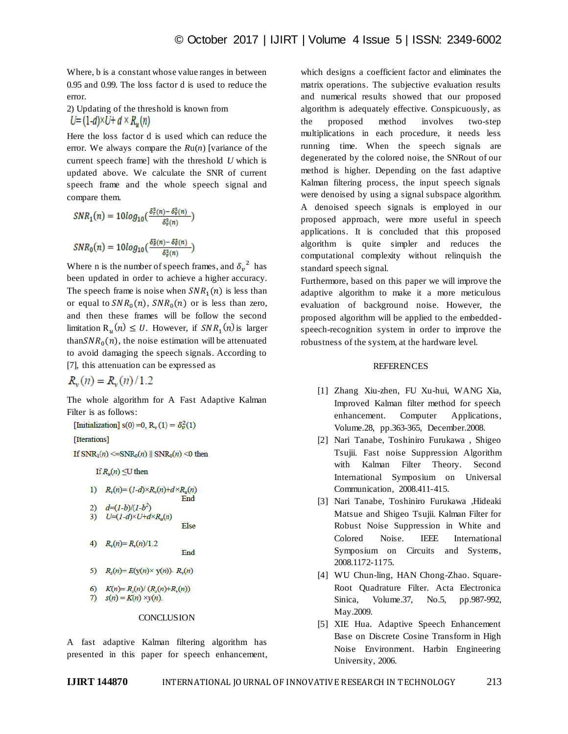Where, b is a constant whose value ranges in between 0.95 and 0.99. The loss factor d is used to reduce the error.

2) Updating of the threshold is known from

$$U=(1-d)\times U+d\times R_u(n)$$

Here the loss factor d is used which can reduce the error. We always compare the $Ru(n)$ [variance of the current speech frame] with the threshold $U$ which is updated above. We calculate the SNR of current speech frame and the whole speech signal and compare them.

$$SNR_1(n) = 10log_{10}(\frac{\delta_f^2(n) - \delta_v^2(n)}{\delta_v^2(n)})$$

$$SNR_0(n) = 10log_{10}(\frac{\delta_s^2(n) - \delta_v^2(n)}{\delta_v^2(n)})$$

Where n is the number of speech frames, and $\delta_v{}^2$ has been updated in order to achieve a higher accuracy. The speech frame is noise when $SNR_1(n)$ is less than or equal to $SNR_0(n)$, $SNR_0(n)$ or is less than zero, and then these frames will be follow the second limitation $R_u(n) \leq U$. However, if $SNR_1(n)$ is larger than $SNR_0(n)$, the noise estimation will be attenuated to avoid damaging the speech signals. According to [7], this attenuation can be expressed as

$$R_v(n) = R_v(n)/1.2$$

The whole algorithm for A Fast Adaptive Kalman Filter is as follows:

[Initialization] $s(0)=0$, $R_v(1) = \delta_v^2(1)$

[Iterations]

If $SNR_1(n) <= SNR_0(n) \parallel SNR_0(n) < 0$ then

If $R_u(n) \leq U$ then

1) $R_v(n)= (1-d)\times R_v(n)+d\times R_u(n)$

End

2) $d=(1-b)/(1-b^2)$
3) $U=(1-d)\times U+d\times R_u(n)$

Else

4) $R_v(n)= R_v(n)/1.2$

End

5) $R_s(n)= E(y(n)\times y(n))- R_v(n)$

6) $K(n)= R_s(n)/ (R_s(n)+R_v(n))$
7) $s(n) = K(n) \times y(n)$.

## CONCLUSION

A fast adaptive Kalman filtering algorithm has presented in this paper for speech enhancement, which designs a coefficient factor and eliminates the matrix operations. The subjective evaluation results and numerical results showed that our proposed algorithm is adequately effective. Conspicuously, as the proposed method involves two-step multiplications in each procedure, it needs less running time. When the speech signals are degenerated by the colored noise, the SNRout of our method is higher. Depending on the fast adaptive Kalman filtering process, the input speech signals were denoised by using a signal subspace algorithm. A denoised speech signals is employed in our proposed approach, were more useful in speech applications. It is concluded that this proposed algorithm is quite simpler and reduces the computational complexity without relinquish the standard speech signal.

Furthermore, based on this paper we will improve the adaptive algorithm to make it a more meticulous evaluation of background noise. However, the proposed algorithm will be applied to the embedded-speech-recognition system in order to improve the robustness of the system, at the hardware level.

## REFERENCES

[1] Zhang Xiu-zhen, FU Xu-hui, WANG Xia, Improved Kalman filter method for speech enhancement. Computer Applications, Volume.28, pp.363-365, December.2008.

[2] Nari Tanabe, Toshiniro Furukawa , Shigeo Tsujii. Fast noise Suppression Algorithm with Kalman Filter Theory. Second International Symposium on Universal Communication, 2008.411-415.

[3] Nari Tanabe, Toshiniro Furukawa ,Hideaki Matsue and Shigeo Tsujii. Kalman Filter for Robust Noise Suppression in White and Colored Noise. IEEE International Symposium on Circuits and Systems, 2008.1172-1175.

[4] WU Chun-ling, HAN Chong-Zhao. Square-Root Quadrature Filter. Acta Electronica Sinica, Volume.37, No.5, pp.987-992, May.2009.

[5] XIE Hua. Adaptive Speech Enhancement Base on Discrete Cosine Transform in High Noise Environment. Harbin Engineering University, 2006.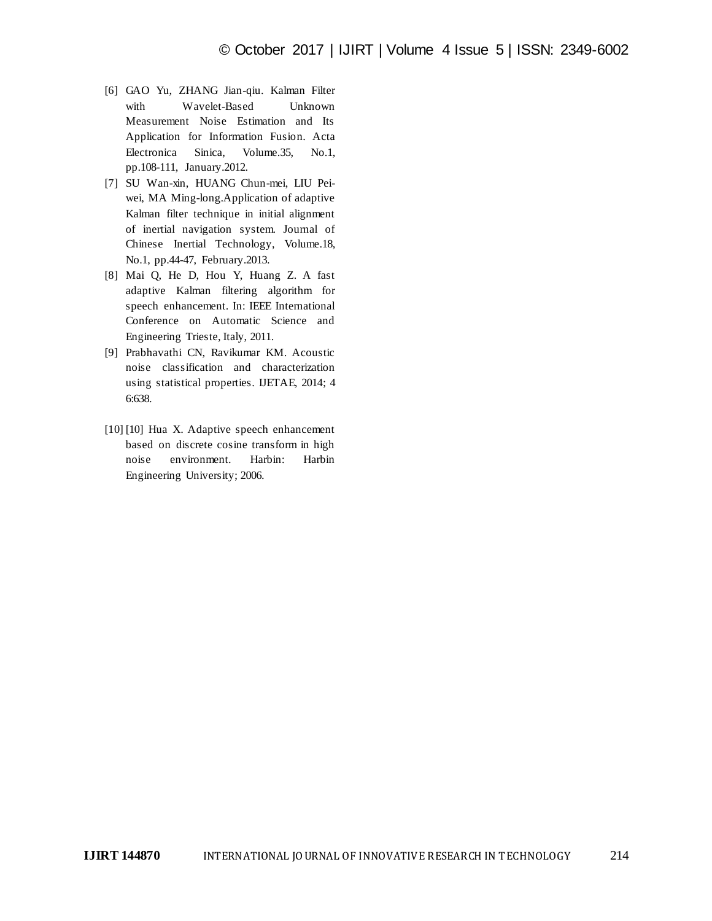[6] GAO Yu, ZHANG Jian-qiu. Kalman Filter with Wavelet-Based Unknown Measurement Noise Estimation and Its Application for Information Fusion. Acta Electronica Sinica, Volume.35, No.1, pp.108-111, January.2012.

[7] SU Wan-xin, HUANG Chun-mei, LIU Pei-wei, MA Ming-long.Application of adaptive Kalman filter technique in initial alignment of inertial navigation system. Journal of Chinese Inertial Technology, Volume.18, No.1, pp.44-47, February.2013.

[8] Mai Q, He D, Hou Y, Huang Z. A fast adaptive Kalman filtering algorithm for speech enhancement. In: IEEE International Conference on Automatic Science and Engineering Trieste, Italy, 2011.

[9] Prabhavathi CN, Ravikumar KM. Acoustic noise classification and characterization using statistical properties. IJETAE, 2014; 4 6:638.

[10] [10] Hua X. Adaptive speech enhancement based on discrete cosine transform in high noise environment. Harbin: Harbin Engineering University; 2006.